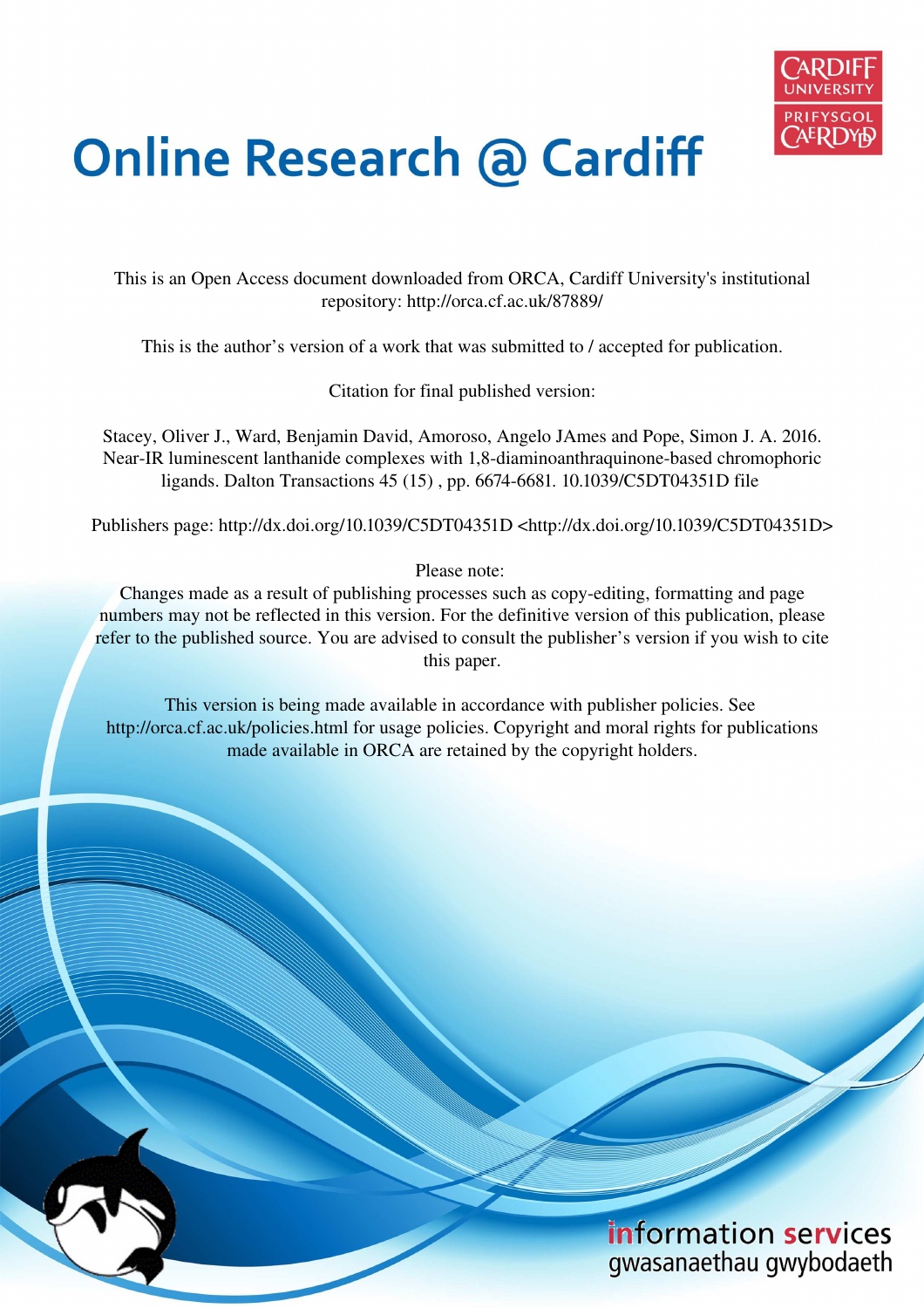# Online Research @ Cardiff

This is an Open Access document downloaded from ORCA, Cardiff University's institutional repository: http://orca.cf.ac.uk/87889/

This is the author's version of a work that was submitted to / accepted for publication.

Citation for final published version:

Stacey, Oliver J., Ward, Benjamin David, Amoroso, Angelo JAmes and Pope, Simon J. A. 2016. Near-IR luminescent lanthanide complexes with 1,8-diaminoanthraquinone-based chromophoric ligands. Dalton Transactions 45 (15) , pp. 6674-6681. 10.1039/C5DT04351D file

Publishers page: http://dx.doi.org/10.1039/C5DT04351D <http://dx.doi.org/10.1039/C5DT04351D>

Please note:
Changes made as a result of publishing processes such as copy-editing, formatting and page numbers may not be reflected in this version. For the definitive version of this publication, please refer to the published source. You are advised to consult the publisher's version if you wish to cite this paper.

This version is being made available in accordance with publisher policies. See http://orca.cf.ac.uk/policies.html for usage policies. Copyright and moral rights for publications made available in ORCA are retained by the copyright holders.

information services
gwasanaethau gwybodaeth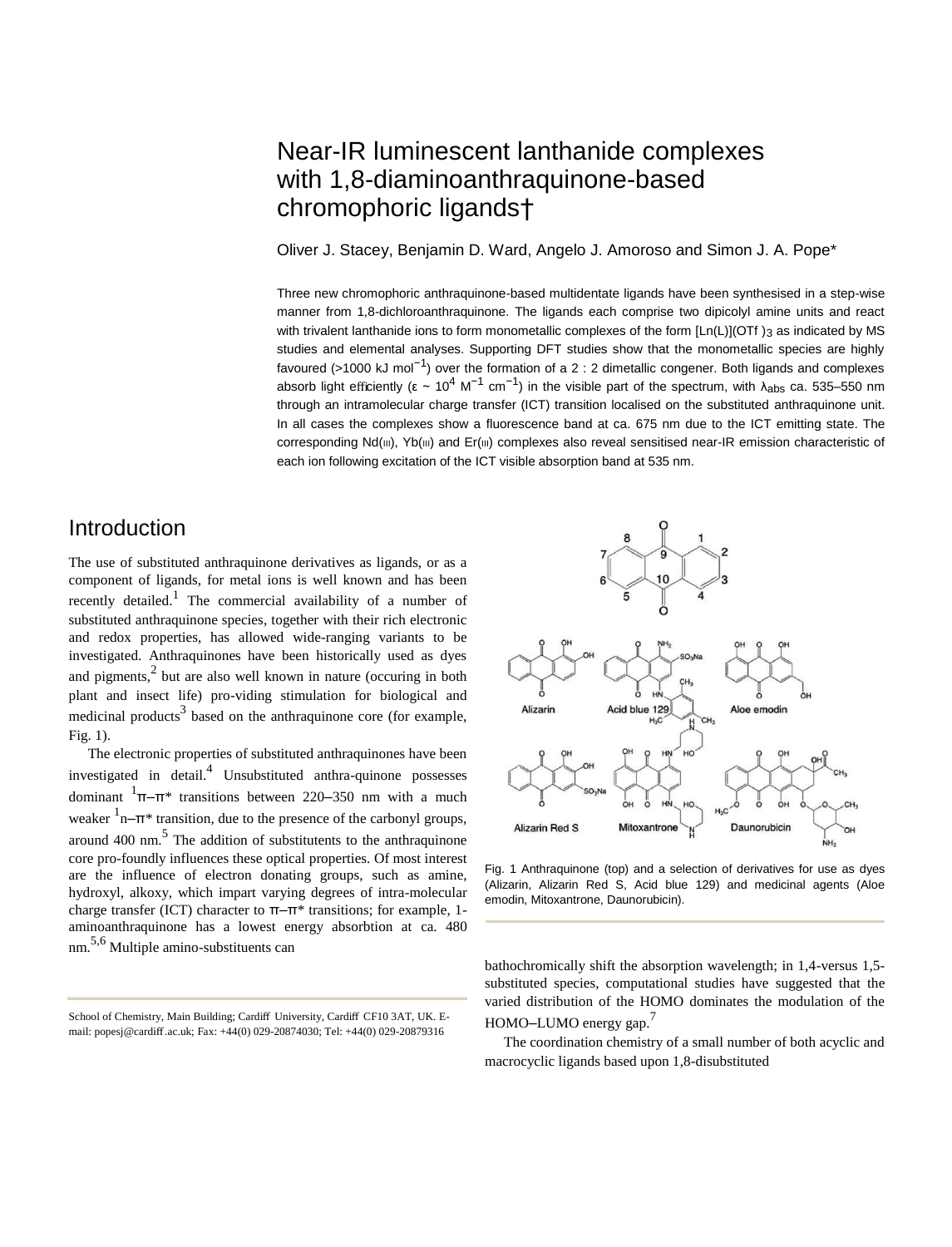// Near-IR luminescent lanthanide complexes with 1,8-diaminoanthraquinone-based chromophoric ligands†

# Near-IR luminescent lanthanide complexes with 1,8-diaminoanthraquinone-based chromophoric ligands†

Oliver J. Stacey, Benjamin D. Ward, Angelo J. Amoroso and Simon J. A. Pope*

Three new chromophoric anthraquinone-based multidentate ligands have been synthesised in a step-wise manner from 1,8-dichloroanthraquinone. The ligands each comprise two dipicolyl amine units and react with trivalent lanthanide ions to form monometallic complexes of the form [Ln(L)](OTf)$_3$ as indicated by MS studies and elemental analyses. Supporting DFT studies show that the monometallic species are highly favoured (>1000 kJ mol$^{-1}$) over the formation of a 2 : 2 dimetallic congener. Both ligands and complexes absorb light efficiently (ε ~ $10^4$ M$^{-1}$ cm$^{-1}$) in the visible part of the spectrum, with $\lambda_{abs}$ ca. 535–550 nm through an intramolecular charge transfer (ICT) transition localised on the substituted anthraquinone unit. In all cases the complexes show a fluorescence band at ca. 675 nm due to the ICT emitting state. The corresponding Nd(III), Yb(III) and Er(III) complexes also reveal sensitised near-IR emission characteristic of each ion following excitation of the ICT visible absorption band at 535 nm.

## Introduction

The use of substituted anthraquinone derivatives as ligands, or as a component of ligands, for metal ions is well known and has been recently detailed.[1] The commercial availability of a number of substituted anthraquinone species, together with their rich electronic and redox properties, has allowed wide-ranging variants to be investigated. Anthraquinones have been historically used as dyes and pigments,[2] but are also well known in nature (occuring in both plant and insect life) pro-viding stimulation for biological and medicinal products[3] based on the anthraquinone core (for example, Fig. 1).

The electronic properties of substituted anthraquinones have been investigated in detail.[4] Unsubstituted anthra-quinone possesses dominant $^1\pi$–$\pi$* transitions between 220–350 nm with a much weaker $^1$n–$\pi$* transition, due to the presence of the carbonyl groups, around 400 nm.[5] The addition of substitutents to the anthraquinone core pro-foundly influences these optical properties. Of most interest are the influence of electron donating groups, such as amine, hydroxyl, alkoxy, which impart varying degrees of intra-molecular charge transfer (ICT) character to $\pi$–$\pi$* transitions; for example, 1-aminoanthraquinone has a lowest energy absorbtion at ca. 480 nm.[5,6] Multiple amino-substituents can bathochromically shift the absorption wavelength; in 1,4-versus 1,5-substituted species, computational studies have suggested that the varied distribution of the HOMO dominates the modulation of the HOMO–LUMO energy gap.[7]

Fig. 1 Anthraquinone (top) and a selection of derivatives for use as dyes (Alizarin, Alizarin Red S, Acid blue 129) and medicinal agents (Aloe emodin, Mitoxantrone, Daunorubicin).

The coordination chemistry of a small number of both acyclic and macrocyclic ligands based upon 1,8-disubstituted

School of Chemistry, Main Building; Cardiff University, Cardiff CF10 3AT, UK. E-mail: popesj@cardiff.ac.uk; Fax: +44(0) 029-20874030; Tel: +44(0) 029-20879316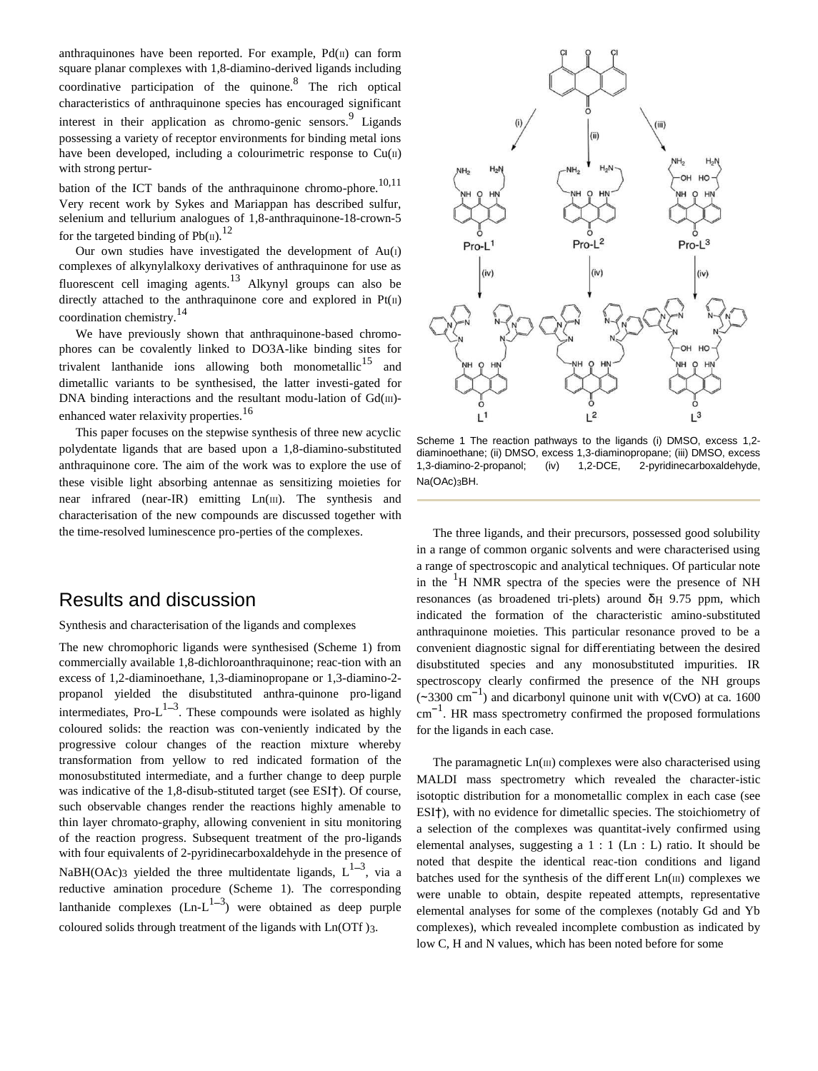anthraquinones have been reported. For example, Pd(II) can form square planar complexes with 1,8-diamino-derived ligands including coordinative participation of the quinone.[8] The rich optical characteristics of anthraquinone species has encouraged significant interest in their application as chromo-genic sensors.[9] Ligands possessing a variety of receptor environments for binding metal ions have been developed, including a colourimetric response to Cu(II) with strong pertur-

bation of the ICT bands of the anthraquinone chromo-phore.[10,11] Very recent work by Sykes and Mariappan has described sulfur, selenium and tellurium analogues of 1,8-anthraquinone-18-crown-5 for the targeted binding of Pb(II).[12]

Our own studies have investigated the development of Au(I) complexes of alkynylalkoxy derivatives of anthraquinone for use as fluorescent cell imaging agents.[13] Alkynyl groups can also be directly attached to the anthraquinone core and explored in Pt(II) coordination chemistry.[14]

We have previously shown that anthraquinone-based chromo-phores can be covalently linked to DO3A-like binding sites for trivalent lanthanide ions allowing both monometallic[15] and dimetallic variants to be synthesised, the latter investi-gated for DNA binding interactions and the resultant modu-lation of Gd(III)-enhanced water relaxivity properties.[16]

This paper focuses on the stepwise synthesis of three new acyclic polydentate ligands that are based upon a 1,8-diamino-substituted anthraquinone core. The aim of the work was to explore the use of these visible light absorbing antennae as sensitizing moieties for near infrared (near-IR) emitting Ln(III). The synthesis and characterisation of the new compounds are discussed together with the time-resolved luminescence pro-perties of the complexes.

Scheme 1 The reaction pathways to the ligands (i) DMSO, excess 1,2-diaminoethane; (ii) DMSO, excess 1,3-diaminopropane; (iii) DMSO, excess 1,3-diamino-2-propanol; (iv) 1,2-DCE, 2-pyridinecarboxaldehyde, $Na(OAc)_3BH$.

## Results and discussion

### Synthesis and characterisation of the ligands and complexes

The new chromophoric ligands were synthesised (Scheme 1) from commercially available 1,8-dichloroanthraquinone; reac-tion with an excess of 1,2-diaminoethane, 1,3-diaminopropane or 1,3-diamino-2-propanol yielded the disubstituted anthra-quinone pro-ligand intermediates, Pro-$L^{1-3}$. These compounds were isolated as highly coloured solids: the reaction was con-veniently indicated by the progressive colour changes of the reaction mixture whereby transformation from yellow to red indicated formation of the monosubstituted intermediate, and a further change to deep purple was indicative of the 1,8-disub-stituted target (see ESI†). Of course, such observable changes render the reactions highly amenable to thin layer chromato-graphy, allowing convenient in situ monitoring of the reaction progress. Subsequent treatment of the pro-ligands with four equivalents of 2-pyridinecarboxaldehyde in the presence of $NaBH(OAc)_3$ yielded the three multidentate ligands, $L^{1-3}$, via a reductive amination procedure (Scheme 1). The corresponding lanthanide complexes (Ln-$L^{1-3}$) were obtained as deep purple coloured solids through treatment of the ligands with $Ln(OTf)_3$.

The three ligands, and their precursors, possessed good solubility in a range of common organic solvents and were characterised using a range of spectroscopic and analytical techniques. Of particular note in the $^1$H NMR spectra of the species were the presence of NH resonances (as broadened tri-plets) around $\delta_H$ 9.75 ppm, which indicated the formation of the characteristic amino-substituted anthraquinone moieties. This particular resonance proved to be a convenient diagnostic signal for differentiating between the desired disubstituted species and any monosubstituted impurities. IR spectroscopy clearly confirmed the presence of the NH groups (~3300 cm$^{-1}$) and dicarbonyl quinone unit with ν(C=O) at ca. 1600 cm$^{-1}$. HR mass spectrometry confirmed the proposed formulations for the ligands in each case.

The paramagnetic Ln(III) complexes were also characterised using MALDI mass spectrometry which revealed the character-istic isotoptic distribution for a monometallic complex in each case (see ESI†), with no evidence for dimetallic species. The stoichiometry of a selection of the complexes was quantitat-ively confirmed using elemental analyses, suggesting a 1 : 1 (Ln : L) ratio. It should be noted that despite the identical reac-tion conditions and ligand batches used for the synthesis of the different Ln(III) complexes we were unable to obtain, despite repeated attempts, representative elemental analyses for some of the complexes (notably Gd and Yb complexes), which revealed incomplete combustion as indicated by low C, H and N values, which has been noted before for some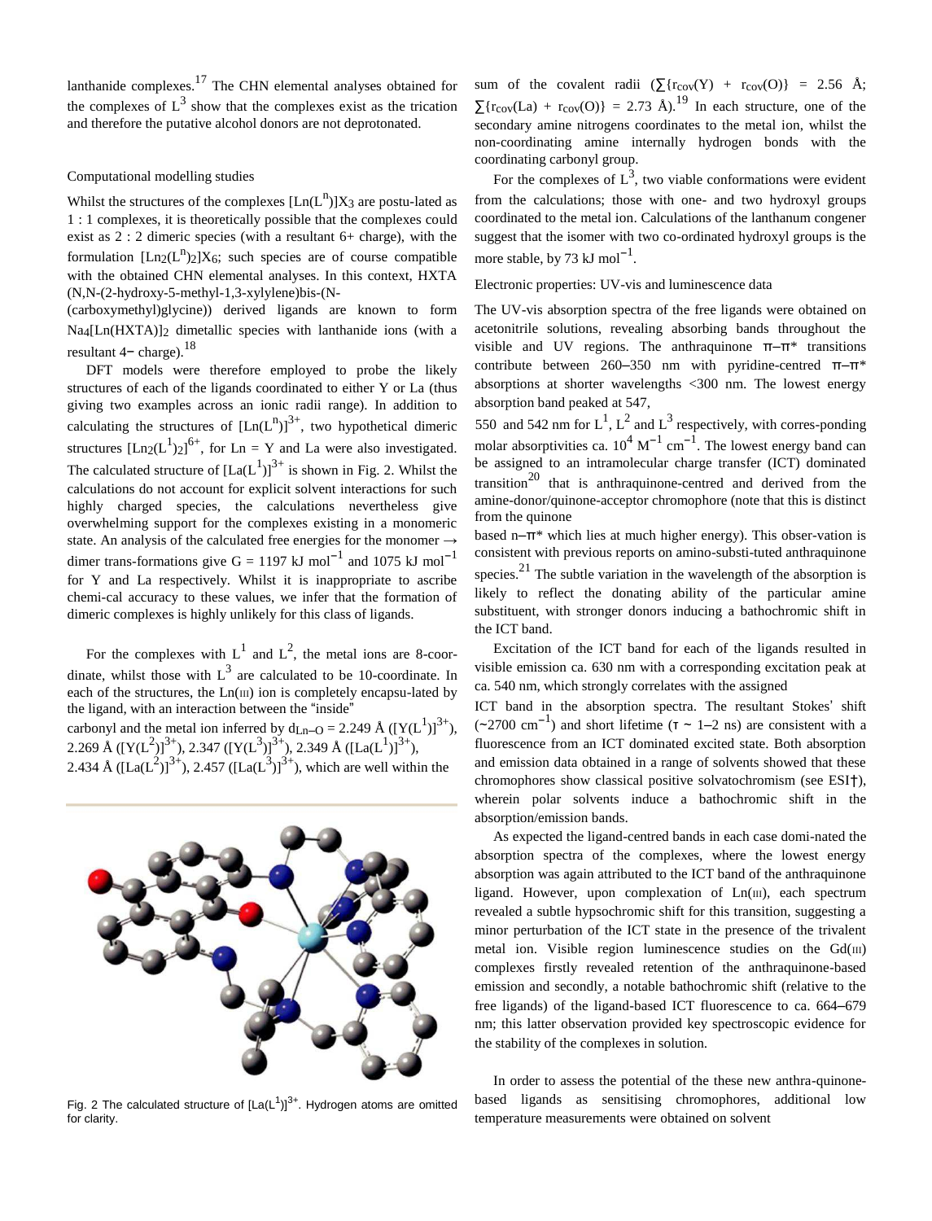lanthanide complexes.[17] The CHN elemental analyses obtained for the complexes of $L^3$ show that the complexes exist as the trication and therefore the putative alcohol donors are not deprotonated.

### Computational modelling studies

Whilst the structures of the complexes $[Ln(L^n)]X_3$ are postu-lated as 1 : 1 complexes, it is theoretically possible that the complexes could exist as 2 : 2 dimeric species (with a resultant 6+ charge), with the formulation $[Ln_2(L^n)_2]X_6$; such species are of course compatible with the obtained CHN elemental analyses. In this context, HXTA (N,N-(2-hydroxy-5-methyl-1,3-xylylene)bis-(N-(carboxymethyl)glycine)) derived ligands are known to form $Na_4[Ln(HXTA)]_2$ dimetallic species with lanthanide ions (with a resultant 4− charge).[18]

DFT models were therefore employed to probe the likely structures of each of the ligands coordinated to either Y or La (thus giving two examples across an ionic radii range). In addition to calculating the structures of $[Ln(L^n)]^{3+}$, two hypothetical dimeric structures $[Ln_2(L^1)_2]^{6+}$, for Ln = Y and La were also investigated. The calculated structure of $[La(L^1)]^{3+}$ is shown in Fig. 2. Whilst the calculations do not account for explicit solvent interactions for such highly charged species, the calculations nevertheless give overwhelming support for the complexes existing in a monomeric state. An analysis of the calculated free energies for the monomer → dimer trans-formations give G = 1197 kJ $mol^{-1}$ and 1075 kJ $mol^{-1}$ for Y and La respectively. Whilst it is inappropriate to ascribe chemi-cal accuracy to these values, we infer that the formation of dimeric complexes is highly unlikely for this class of ligands.

For the complexes with $L^1$ and $L^2$, the metal ions are 8-coor-dinate, whilst those with $L^3$ are calculated to be 10-coordinate. In each of the structures, the Ln(III) ion is completely encapsu-lated by the ligand, with an interaction between the "inside" carbonyl and the metal ion inferred by $d_{Ln–O}$ = 2.249 Å ($[Y(L^1)]^{3+}$), 2.269 Å ($[Y(L^2)]^{3+}$), 2.347 ($[Y(L^3)]^{3+}$), 2.349 Å ($[La(L^1)]^{3+}$), 2.434 Å ($[La(L^2)]^{3+}$), 2.457 ($[La(L^3)]^{3+}$), which are well within the sum of the covalent radii ($\sum\{r_{cov}(Y) + r_{cov}(O)\}$ = 2.56 Å; $\sum\{r_{cov}(La) + r_{cov}(O)\}$ = 2.73 Å).[19] In each structure, one of the secondary amine nitrogens coordinates to the metal ion, whilst the non-coordinating amine internally hydrogen bonds with the coordinating carbonyl group.

Fig. 2 The calculated structure of $[La(L^1)]^{3+}$. Hydrogen atoms are omitted for clarity.

For the complexes of $L^3$, two viable conformations were evident from the calculations; those with one- and two hydroxyl groups coordinated to the metal ion. Calculations of the lanthanum congener suggest that the isomer with two co-ordinated hydroxyl groups is the more stable, by 73 kJ $mol^{-1}$.

### Electronic properties: UV-vis and luminescence data

The UV-vis absorption spectra of the free ligands were obtained on acetonitrile solutions, revealing absorbing bands throughout the visible and UV regions. The anthraquinone π–π* transitions contribute between 260–350 nm with pyridine-centred π–π* absorptions at shorter wavelengths <300 nm. The lowest energy absorption band peaked at 547, 550 and 542 nm for $L^1$, $L^2$ and $L^3$ respectively, with corres-ponding molar absorptivities ca. $10^4$ $M^{-1}$ $cm^{-1}$. The lowest energy band can be assigned to an intramolecular charge transfer (ICT) dominated transition[20] that is anthraquinone-centred and derived from the amine-donor/quinone-acceptor chromophore (note that this is distinct from the quinone based n–π* which lies at much higher energy). This obser-vation is consistent with previous reports on amino-substi-tuted anthraquinone species.[21] The subtle variation in the wavelength of the absorption is likely to reflect the donating ability of the particular amine substituent, with stronger donors inducing a bathochromic shift in the ICT band.

Excitation of the ICT band for each of the ligands resulted in visible emission ca. 630 nm with a corresponding excitation peak at ca. 540 nm, which strongly correlates with the assigned ICT band in the absorption spectra. The resultant Stokes' shift (~2700 $cm^{-1}$) and short lifetime (τ ~ 1–2 ns) are consistent with a fluorescence from an ICT dominated excited state. Both absorption and emission data obtained in a range of solvents showed that these chromophores show classical positive solvatochromism (see ESI†), wherein polar solvents induce a bathochromic shift in the absorption/emission bands.

As expected the ligand-centred bands in each case domi-nated the absorption spectra of the complexes, where the lowest energy absorption was again attributed to the ICT band of the anthraquinone ligand. However, upon complexation of Ln(III), each spectrum revealed a subtle hypsochromic shift for this transition, suggesting a minor perturbation of the ICT state in the presence of the trivalent metal ion. Visible region luminescence studies on the Gd(III) complexes firstly revealed retention of the anthraquinone-based emission and secondly, a notable bathochromic shift (relative to the free ligands) of the ligand-based ICT fluorescence to ca. 664–679 nm; this latter observation provided key spectroscopic evidence for the stability of the complexes in solution.

In order to assess the potential of the these new anthra-quinone-based ligands as sensitising chromophores, additional low temperature measurements were obtained on solvent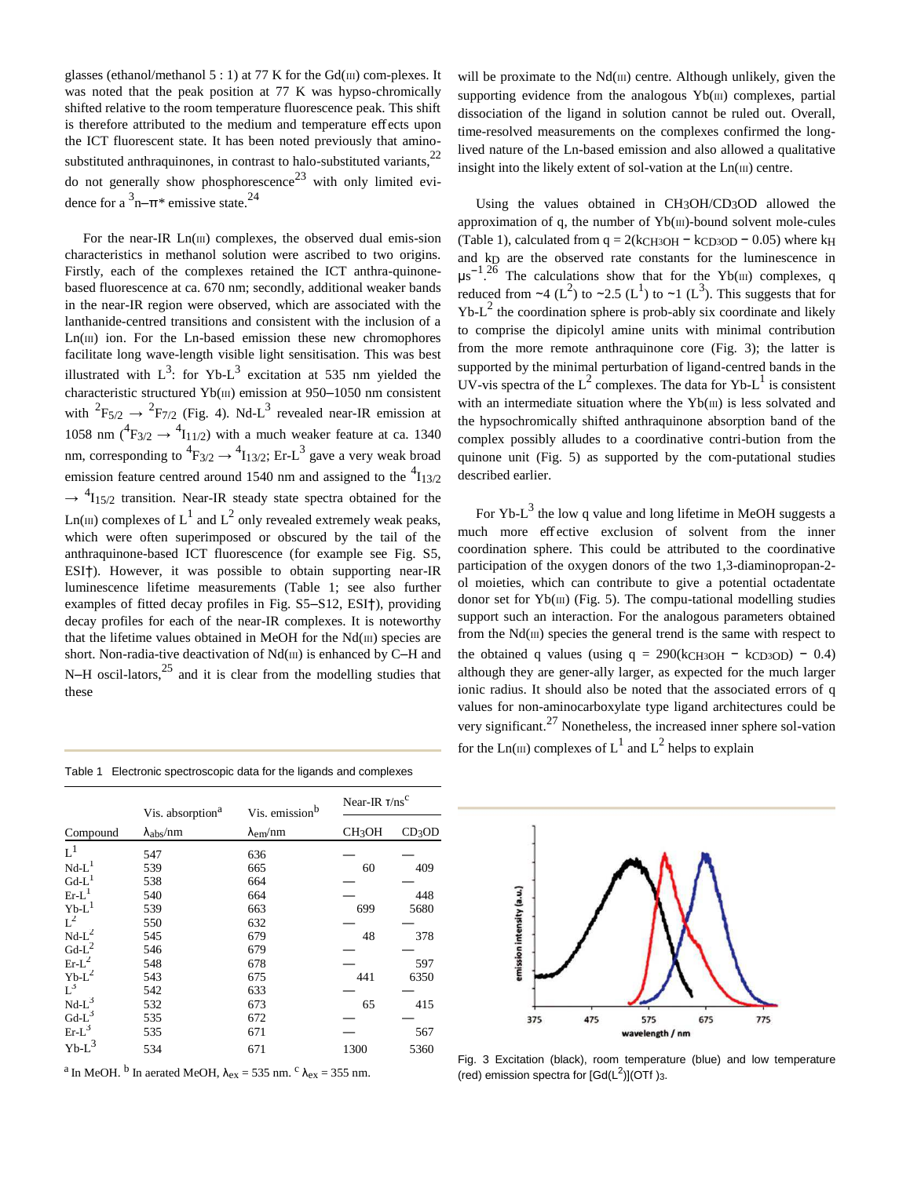glasses (ethanol/methanol 5 : 1) at 77 K for the Gd(III) com-plexes. It was noted that the peak position at 77 K was hypso-chromically shifted relative to the room temperature fluorescence peak. This shift is therefore attributed to the medium and temperature effects upon the ICT fluorescent state. It has been noted previously that amino-substituted anthraquinones, in contrast to halo-substituted variants,[22] do not generally show phosphorescence[23] with only limited evi-dence for a $^3$n–π* emissive state.[24]

For the near-IR Ln(III) complexes, the observed dual emis-sion characteristics in methanol solution were ascribed to two origins. Firstly, each of the complexes retained the ICT anthra-quinone-based fluorescence at ca. 670 nm; secondly, additional weaker bands in the near-IR region were observed, which are associated with the lanthanide-centred transitions and consistent with the inclusion of a Ln(III) ion. For the Ln-based emission these new chromophores facilitate long wave-length visible light sensitisation. This was best illustrated with $L^3$: for Yb-$L^3$ excitation at 535 nm yielded the characteristic structured Yb(III) emission at 950–1050 nm consistent with $^2F_{5/2} \rightarrow {}^2F_{7/2}$ (Fig. 4). Nd-$L^3$ revealed near-IR emission at 1058 nm ($^4F_{3/2} \rightarrow {}^4I_{11/2}$) with a much weaker feature at ca. 1340 nm, corresponding to $^4F_{3/2} \rightarrow {}^4I_{13/2}$; Er-$L^3$ gave a very weak broad emission feature centred around 1540 nm and assigned to the $^4I_{13/2} \rightarrow {}^4I_{15/2}$ transition. Near-IR steady state spectra obtained for the Ln(III) complexes of $L^1$ and $L^2$ only revealed extremely weak peaks, which were often superimposed or obscured by the tail of the anthraquinone-based ICT fluorescence (for example see Fig. S5, ESI†). However, it was possible to obtain supporting near-IR luminescence lifetime measurements (Table 1; see also further examples of fitted decay profiles in Fig. S5–S12, ESI†), providing decay profiles for each of the near-IR complexes. It is noteworthy that the lifetime values obtained in MeOH for the Nd(III) species are short. Non-radia-tive deactivation of Nd(III) is enhanced by C–H and N–H oscil-lators,[25] and it is clear from the modelling studies that these will be proximate to the Nd(III) centre. Although unlikely, given the supporting evidence from the analogous Yb(III) complexes, partial dissociation of the ligand in solution cannot be ruled out. Overall, time-resolved measurements on the complexes confirmed the long-lived nature of the Ln-based emission and also allowed a qualitative insight into the likely extent of sol-vation at the Ln(III) centre.

Table 1 Electronic spectroscopic data for the ligands and complexes

| Compound | Vis. absorption[a] $\lambda_{abs}$/nm | Vis. emission[b] $\lambda_{em}$/nm | Near-IR τ/ns[c] $CH_3OH$ | $CD_3OD$ |
|---|---|---|---|---|
| $L^1$ | 547 | 636 | — | — |
| Nd-$L^1$ | 539 | 665 | 60 | 409 |
| Gd-$L^1$ | 538 | 664 | — | — |
| Er-$L^1$ | 540 | 664 | — | 448 |
| Yb-$L^1$ | 539 | 663 | 699 | 5680 |
| $L^2$ | 550 | 632 | — | — |
| Nd-$L^2$ | 545 | 679 | 48 | 378 |
| Gd-$L^2$ | 546 | 679 | — | — |
| Er-$L^2$ | 548 | 678 | — | 597 |
| Yb-$L^2$ | 543 | 675 | 441 | 6350 |
| $L^3$ | 542 | 633 | — | — |
| Nd-$L^3$ | 532 | 673 | 65 | 415 |
| Gd-$L^3$ | 535 | 672 | — | — |
| Er-$L^3$ | 535 | 671 | — | 567 |
| Yb-$L^3$ | 534 | 671 | 1300 | 5360 |

[a] In MeOH. [b] In aerated MeOH, $\lambda_{ex}$ = 535 nm. [c] $\lambda_{ex}$ = 355 nm.

Using the values obtained in $CH_3OH/CD_3OD$ allowed the approximation of q, the number of Yb(III)-bound solvent mole-cules (Table 1), calculated from $q = 2(k_{CH_3OH} - k_{CD_3OD} - 0.05)$ where $k_H$ and $k_D$ are the observed rate constants for the luminescence in $\mu s^{-1}$.[26] The calculations show that for the Yb(III) complexes, q reduced from ~4 ($L^2$) to ~2.5 ($L^1$) to ~1 ($L^3$). This suggests that for Yb-$L^2$ the coordination sphere is prob-ably six coordinate and likely to comprise the dipicolyl amine units with minimal contribution from the more remote anthraquinone core (Fig. 3); the latter is supported by the minimal perturbation of ligand-centred bands in the UV-vis spectra of the $L^2$ complexes. The data for Yb-$L^1$ is consistent with an intermediate situation where the Yb(III) is less solvated and the hypsochromically shifted anthraquinone absorption band of the complex possibly alludes to a coordinative contri-bution from the quinone unit (Fig. 5) as supported by the com-putational studies described earlier.

For Yb-$L^3$ the low q value and long lifetime in MeOH suggests a much more effective exclusion of solvent from the inner coordination sphere. This could be attributed to the coordinative participation of the oxygen donors of the two 1,3-diaminopropan-2-ol moieties, which can contribute to give a potential octadentate donor set for Yb(III) (Fig. 5). The compu-tational modelling studies support such an interaction. For the analogous parameters obtained from the Nd(III) species the general trend is the same with respect to the obtained q values (using $q = 290(k_{CH_3OH} - k_{CD_3OD}) - 0.4$) although they are gener-ally larger, as expected for the much larger ionic radius. It should also be noted that the associated errors of q values for non-aminocarboxylate type ligand architectures could be very significant.[27] Nonetheless, the increased inner sphere sol-vation for the Ln(III) complexes of $L^1$ and $L^2$ helps to explain

Fig. 3 Excitation (black), room temperature (blue) and low temperature (red) emission spectra for $[Gd(L^2)](OTf)_3$.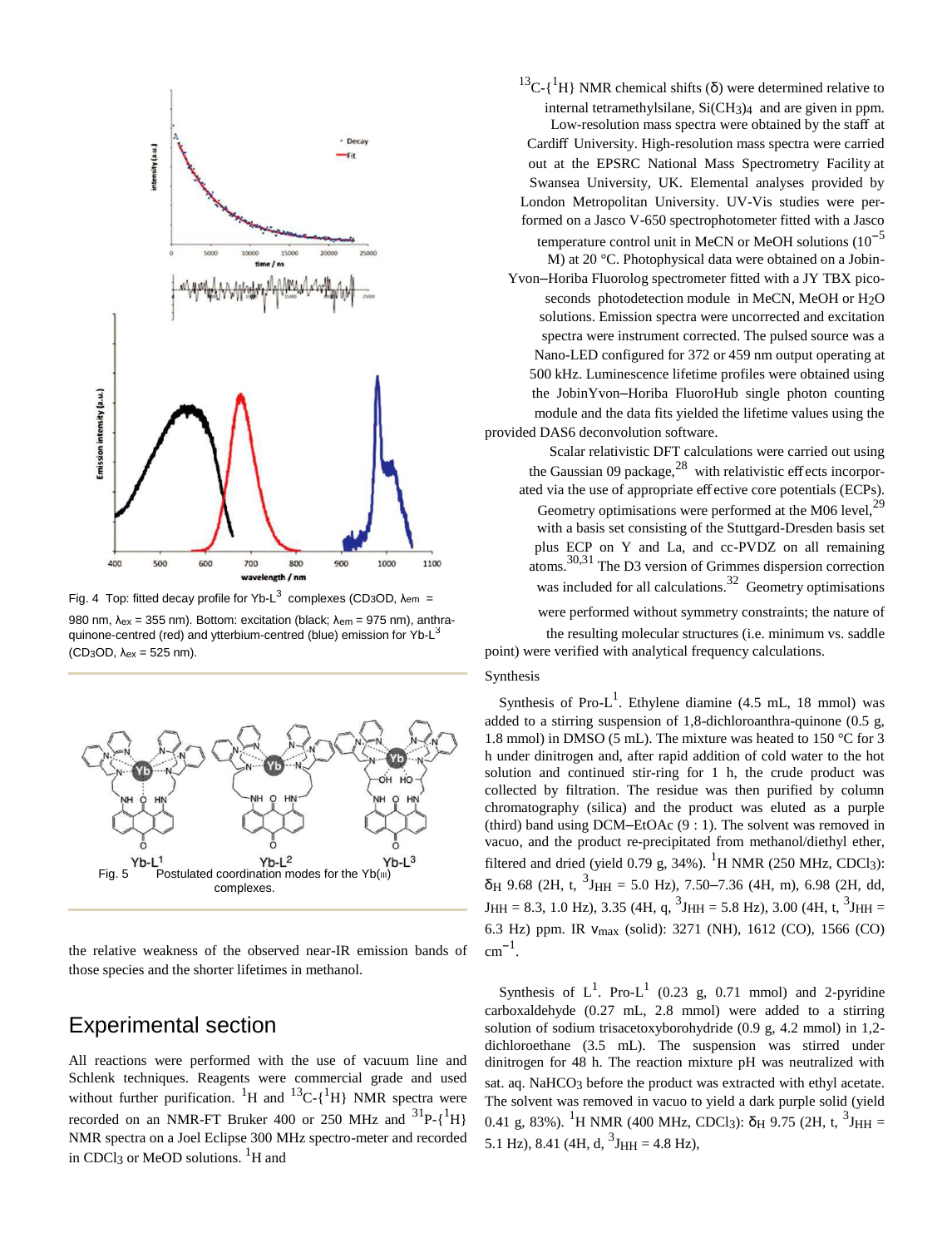Fig. 4 Top: fitted decay profile for Yb-L[3] complexes ($CD_3OD$, $\lambda_{em}$ = 980 nm, $\lambda_{ex}$ = 355 nm). Bottom: excitation (black; $\lambda_{em}$ = 975 nm), anthraquinone-centred (red) and ytterbium-centred (blue) emission for Yb-L[3] ($CD_3OD$, $\lambda_{ex}$ = 525 nm).

Fig. 5 Postulated coordination modes for the Yb(III) complexes.

the relative weakness of the observed near-IR emission bands of those species and the shorter lifetimes in methanol.

## Experimental section

All reactions were performed with the use of vacuum line and Schlenk techniques. Reagents were commercial grade and used without further purification. $^{1}H$ and $^{13}C$-{$^{1}H$} NMR spectra were recorded on an NMR-FT Bruker 400 or 250 MHz and $^{31}P$-{$^{1}H$} NMR spectra on a Joel Eclipse 300 MHz spectro-meter and recorded in $CDCl_3$ or MeOD solutions. $^{1}H$ and $^{13}C$-{$^{1}H$} NMR chemical shifts (δ) were determined relative to internal tetramethylsilane, $Si(CH_3)_4$ and are given in ppm. Low-resolution mass spectra were obtained by the staff at Cardiff University. High-resolution mass spectra were carried out at the EPSRC National Mass Spectrometry Facility at Swansea University, UK. Elemental analyses provided by London Metropolitan University. UV-Vis studies were performed on a Jasco V-650 spectrophotometer fitted with a Jasco temperature control unit in MeCN or MeOH solutions ($10^{-5}$ M) at 20 °C. Photophysical data were obtained on a Jobin-Yvon–Horiba Fluorolog spectrometer fitted with a JY TBX picoseconds photodetection module in MeCN, MeOH or $H_2O$ solutions. Emission spectra were uncorrected and excitation spectra were instrument corrected. The pulsed source was a Nano-LED configured for 372 or 459 nm output operating at 500 kHz. Luminescence lifetime profiles were obtained using the JobinYvon–Horiba FluoroHub single photon counting module and the data fits yielded the lifetime values using the provided DAS6 deconvolution software.

Scalar relativistic DFT calculations were carried out using the Gaussian 09 package,[28] with relativistic effects incorporated via the use of appropriate effective core potentials (ECPs). Geometry optimisations were performed at the M06 level,[29] with a basis set consisting of the Stuttgart-Dresden basis set plus ECP on Y and La, and cc-PVDZ on all remaining atoms.[30,31] The D3 version of Grimmes dispersion correction was included for all calculations.[32] Geometry optimisations were performed without symmetry constraints; the nature of the resulting molecular structures (i.e. minimum vs. saddle point) were verified with analytical frequency calculations.

### Synthesis

**Synthesis of Pro-L[1].** Ethylene diamine (4.5 mL, 18 mmol) was added to a stirring suspension of 1,8-dichloroanthra-quinone (0.5 g, 1.8 mmol) in DMSO (5 mL). The mixture was heated to 150 °C for 3 h under dinitrogen and, after rapid addition of cold water to the hot solution and continued stir-ring for 1 h, the crude product was collected by filtration. The residue was then purified by column chromatography (silica) and the product was eluted as a purple (third) band using DCM–EtOAc (9 : 1). The solvent was removed in vacuo, and the product re-precipitated from methanol/diethyl ether, filtered and dried (yield 0.79 g, 34%). $^{1}H$ NMR (250 MHz, $CDCl_3$): $\delta_H$ 9.68 (2H, t, $^{3}J_{HH}$ = 5.0 Hz), 7.50–7.36 (4H, m), 6.98 (2H, dd, $J_{HH}$ = 8.3, 1.0 Hz), 3.35 (4H, q, $^{3}J_{HH}$ = 5.8 Hz), 3.00 (4H, t, $^{3}J_{HH}$ = 6.3 Hz) ppm. IR $\nu_{max}$ (solid): 3271 (NH), 1612 (CO), 1566 (CO) $cm^{-1}$.

**Synthesis of L[1].** Pro-L[1] (0.23 g, 0.71 mmol) and 2-pyridine carboxaldehyde (0.27 mL, 2.8 mmol) were added to a stirring solution of sodium trisacetoxyborohydride (0.9 g, 4.2 mmol) in 1,2-dichloroethane (3.5 mL). The suspension was stirred under dinitrogen for 48 h. The reaction mixture pH was neutralized with sat. aq. $NaHCO_3$ before the product was extracted with ethyl acetate. The solvent was removed in vacuo to yield a dark purple solid (yield 0.41 g, 83%). $^{1}H$ NMR (400 MHz, $CDCl_3$): $\delta_H$ 9.75 (2H, t, $^{3}J_{HH}$ = 5.1 Hz), 8.41 (4H, d, $^{3}J_{HH}$ = 4.8 Hz),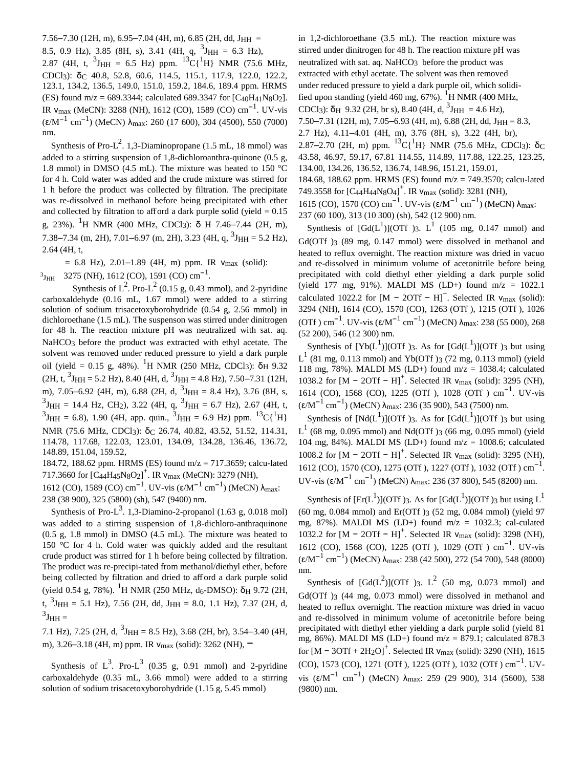7.56–7.30 (12H, m), 6.95–7.04 (4H, m), 6.85 (2H, dd, $J_{HH}$ = 8.5, 0.9 Hz), 3.85 (8H, s), 3.41 (4H, q, $^{3}J_{HH}$ = 6.3 Hz), 2.87 (4H, t, $^{3}J_{HH}$ = 6.5 Hz) ppm. $^{13}$C{$^{1}$H} NMR (75.6 MHz, $CDCl_3$): $\delta_C$ 40.8, 52.8, 60.6, 114.5, 115.1, 117.9, 122.0, 122.2, 123.1, 134.2, 136.5, 149.0, 151.0, 159.2, 184.6, 189.4 ppm. HRMS (ES) found m/z = 689.3344; calculated 689.3347 for [$C_{40}H_{41}N_8O_2$]. IR $\nu_{max}$ (MeCN): 3288 (NH), 1612 (CO), 1589 (CO) cm$^{-1}$. UV-vis (ε/M$^{-1}$ cm$^{-1}$) (MeCN) $\lambda_{max}$: 260 (17 600), 304 (4500), 550 (7000) nm.

Synthesis of Pro-L$^2$. 1,3-Diaminopropane (1.5 mL, 18 mmol) was added to a stirring suspension of 1,8-dichloroanthra-quinone (0.5 g, 1.8 mmol) in DMSO (4.5 mL). The mixture was heated to 150 °C for 4 h. Cold water was added and the crude mixture was stirred for 1 h before the product was collected by filtration. The precipitate was re-dissolved in methanol before being precipitated with ether and collected by filtration to afford a dark purple solid (yield = 0.15 g, 23%). $^{1}$H NMR (400 MHz, $CDCl_3$): δ H 7.46–7.44 (2H, m), 7.38–7.34 (m, 2H), 7.01–6.97 (m, 2H), 3.23 (4H, q, $^{3}J_{HH}$ = 5.2 Hz), 2.64 (4H, t, $^{3}J_{HH}$ = 6.8 Hz), 2.01–1.89 (4H, m) ppm. IR $\nu_{max}$ (solid): 3275 (NH), 1612 (CO), 1591 (CO) cm$^{-1}$.

Synthesis of L$^2$. Pro-L$^2$ (0.15 g, 0.43 mmol), and 2-pyridine carboxaldehyde (0.16 mL, 1.67 mmol) were added to a stirring solution of sodium trisacetoxyborohydride (0.54 g, 2.56 mmol) in dichloroethane (1.5 mL). The suspenson was stirred under dinitrogen for 48 h. The reaction mixture pH was neutralized with sat. aq. $NaHCO_3$ before the product was extracted with ethyl acetate. The solvent was removed under reduced pressure to yield a dark purple oil (yield = 0.15 g, 48%). $^{1}$H NMR (250 MHz, $CDCl_3$): $\delta_H$ 9.32 (2H, t, $^{3}J_{HH}$ = 5.2 Hz), 8.40 (4H, d, $^{3}J_{HH}$ = 4.8 Hz), 7.50–7.31 (12H, m), 7.05–6.92 (4H, m), 6.88 (2H, d, $^{3}J_{HH}$ = 8.4 Hz), 3.76 (8H, s, $^{3}J_{HH}$ = 14.4 Hz, $CH_2$), 3.22 (4H, q, $^{3}J_{HH}$ = 6.7 Hz), 2.67 (4H, t, $^{3}J_{HH}$ = 6.8), 1.90 (4H, app. quin., $^{3}J_{HH}$ = 6.9 Hz) ppm. $^{13}$C{$^{1}$H} NMR (75.6 MHz, $CDCl_3$): $\delta_C$ 26.74, 40.82, 43.52, 51.52, 114.31, 114.78, 117.68, 122.03, 123.01, 134.09, 134.28, 136.46, 136.72, 148.89, 151.04, 159.52, 184.72, 188.62 ppm. HRMS (ES) found m/z = 717.3659; calcu-lated 717.3660 for [$C_{44}H_{45}N_8O_2$]$^+$. IR $\nu_{max}$ (MeCN): 3279 (NH), 1612 (CO), 1589 (CO) cm$^{-1}$. UV-vis (ε/M$^{-1}$ cm$^{-1}$) (MeCN) $\lambda_{max}$: 238 (38 900), 325 (5800) (sh), 547 (9400) nm.

Synthesis of Pro-L$^3$. 1,3-Diamino-2-propanol (1.63 g, 0.018 mol) was added to a stirring suspension of 1,8-dichloro-anthraquinone (0.5 g, 1.8 mmol) in DMSO (4.5 mL). The mixture was heated to 150 °C for 4 h. Cold water was quickly added and the resultant crude product was stirred for 1 h before being collected by filtration. The product was re-precipi-tated from methanol/diethyl ether, before being collected by filtration and dried to afford a dark purple solid (yield 0.54 g, 78%). $^{1}$H NMR (250 MHz, $d_6$-DMSO): $\delta_H$ 9.72 (2H, t, $^{3}J_{HH}$ = 5.1 Hz), 7.56 (2H, dd, $J_{HH}$ = 8.0, 1.1 Hz), 7.37 (2H, d, $^{3}J_{HH}$ = 7.1 Hz), 7.25 (2H, d, $^{3}J_{HH}$ = 8.5 Hz), 3.68 (2H, br), 3.54–3.40 (4H, m), 3.26–3.18 (4H, m) ppm. IR $\nu_{max}$ (solid): 3262 (NH), –

Synthesis of L$^3$. Pro-L$^3$ (0.35 g, 0.91 mmol) and 2-pyridine carboxaldehyde (0.35 mL, 3.66 mmol) were added to a stirring solution of sodium trisacetoxyborohydride (1.15 g, 5.45 mmol) in 1,2-dichloroethane (3.5 mL). The reaction mixture was stirred under dinitrogen for 48 h. The reaction mixture pH was neutralized with sat. aq. $NaHCO_3$ before the product was extracted with ethyl acetate. The solvent was then removed under reduced pressure to yield a dark purple oil, which solidi-fied upon standing (yield 460 mg, 67%). $^{1}$H NMR (400 MHz, $CDCl_3$): $\delta_H$ 9.32 (2H, br s), 8.40 (4H, d, $^{3}J_{HH}$ = 4.6 Hz), 7.50–7.31 (12H, m), 7.05–6.93 (4H, m), 6.88 (2H, dd, $J_{HH}$ = 8.3, 2.7 Hz), 4.11–4.01 (4H, m), 3.76 (8H, s), 3.22 (4H, br), 2.87–2.70 (2H, m) ppm. $^{13}$C{$^{1}$H} NMR (75.6 MHz, $CDCl_3$): $\delta_C$ 43.58, 46.97, 59.17, 67.81 114.55, 114.89, 117.88, 122.25, 123.25, 134.00, 134.26, 136.52, 136.74, 148.96, 151.21, 159.01, 184.68, 188.62 ppm. HRMS (ES) found m/z = 749.3570; calcu-lated 749.3558 for [$C_{44}H_{44}N_8O_4$]$^+$. IR $\nu_{max}$ (solid): 3281 (NH), 1615 (CO), 1570 (CO) cm$^{-1}$. UV-vis (ε/M$^{-1}$ cm$^{-1}$) (MeCN) $\lambda_{max}$: 237 (60 100), 313 (10 300) (sh), 542 (12 900) nm.

Synthesis of [Gd(L$^1$)](OTf )$_3$. L$^1$ (105 mg, 0.147 mmol) and Gd(OTf )$_3$ (89 mg, 0.147 mmol) were dissolved in methanol and heated to reflux overnight. The reaction mixture was dried in vacuo and re-dissolved in minimum volume of acetonitrile before being precipitated with cold diethyl ether yielding a dark purple solid (yield 177 mg, 91%). MALDI MS (LD+) found m/z = 1022.1 calculated 1022.2 for [M − 2OTf − H]$^+$. Selected IR $\nu_{max}$ (solid): 3294 (NH), 1614 (CO), 1570 (CO), 1263 (OTf ), 1215 (OTf ), 1026 (OTf ) cm$^{-1}$. UV-vis (ε/M$^{-1}$ cm$^{-1}$) (MeCN) $\lambda_{max}$: 238 (55 000), 268 (52 200), 546 (12 300) nm.

Synthesis of [Yb(L$^1$)](OTf )$_3$. As for [Gd(L$^1$)](OTf )$_3$ but using L$^1$ (81 mg, 0.113 mmol) and Yb(OTf )$_3$ (72 mg, 0.113 mmol) (yield 118 mg, 78%). MALDI MS (LD+) found m/z = 1038.4; calculated 1038.2 for [M − 2OTf − H]$^+$. Selected IR $\nu_{max}$ (solid): 3295 (NH), 1614 (CO), 1568 (CO), 1225 (OTf ), 1028 (OTf ) cm$^{-1}$. UV-vis (ε/M$^{-1}$ cm$^{-1}$) (MeCN) $\lambda_{max}$: 236 (35 900), 543 (7500) nm.

Synthesis of [Nd(L$^1$)](OTf )$_3$. As for [Gd(L$^1$)](OTf )$_3$ but using L$^1$ (68 mg, 0.095 mmol) and Nd(OTf )$_3$ (66 mg, 0.095 mmol) (yield 104 mg, 84%). MALDI MS (LD+) found m/z = 1008.6; calculated 1008.2 for [M − 2OTf − H]$^+$. Selected IR $\nu_{max}$ (solid): 3295 (NH), 1612 (CO), 1570 (CO), 1275 (OTf ), 1227 (OTf ), 1032 (OTf ) cm$^{-1}$. UV-vis (ε/M$^{-1}$ cm$^{-1}$) (MeCN) $\lambda_{max}$: 236 (37 800), 545 (8200) nm.

Synthesis of [Er(L$^1$)](OTf )$_3$. As for [Gd(L$^1$)](OTf )$_3$ but using L$^1$ (60 mg, 0.084 mmol) and Er(OTf )$_3$ (52 mg, 0.084 mmol) (yield 97 mg, 87%). MALDI MS (LD+) found m/z = 1032.3; cal-culated 1032.2 for [M − 2OTf − H]$^+$. Selected IR $\nu_{max}$ (solid): 3298 (NH), 1612 (CO), 1568 (CO), 1225 (OTf ), 1029 (OTf ) cm$^{-1}$. UV-vis (ε/M$^{-1}$ cm$^{-1}$) (MeCN) $\lambda_{max}$: 238 (42 500), 272 (54 700), 548 (8000) nm.

Synthesis of [Gd(L$^2$)](OTf )$_3$. L$^2$ (50 mg, 0.073 mmol) and Gd(OTf )$_3$ (44 mg, 0.073 mmol) were dissolved in methanol and heated to reflux overnight. The reaction mixture was dried in vacuo and re-dissolved in minimum volume of acetonitrile before being precipitated with diethyl ether yielding a dark purple solid (yield 81 mg, 86%). MALDI MS (LD+) found m/z = 879.1; calculated 878.3 for [M − 3OTf + 2$H_2O$]$^+$. Selected IR $\nu_{max}$ (solid): 3290 (NH), 1615 (CO), 1573 (CO), 1271 (OTf ), 1225 (OTf ), 1032 (OTf ) cm$^{-1}$. UV-vis (ε/M$^{-1}$ cm$^{-1}$) (MeCN) $\lambda_{max}$: 259 (29 900), 314 (5600), 538 (9800) nm.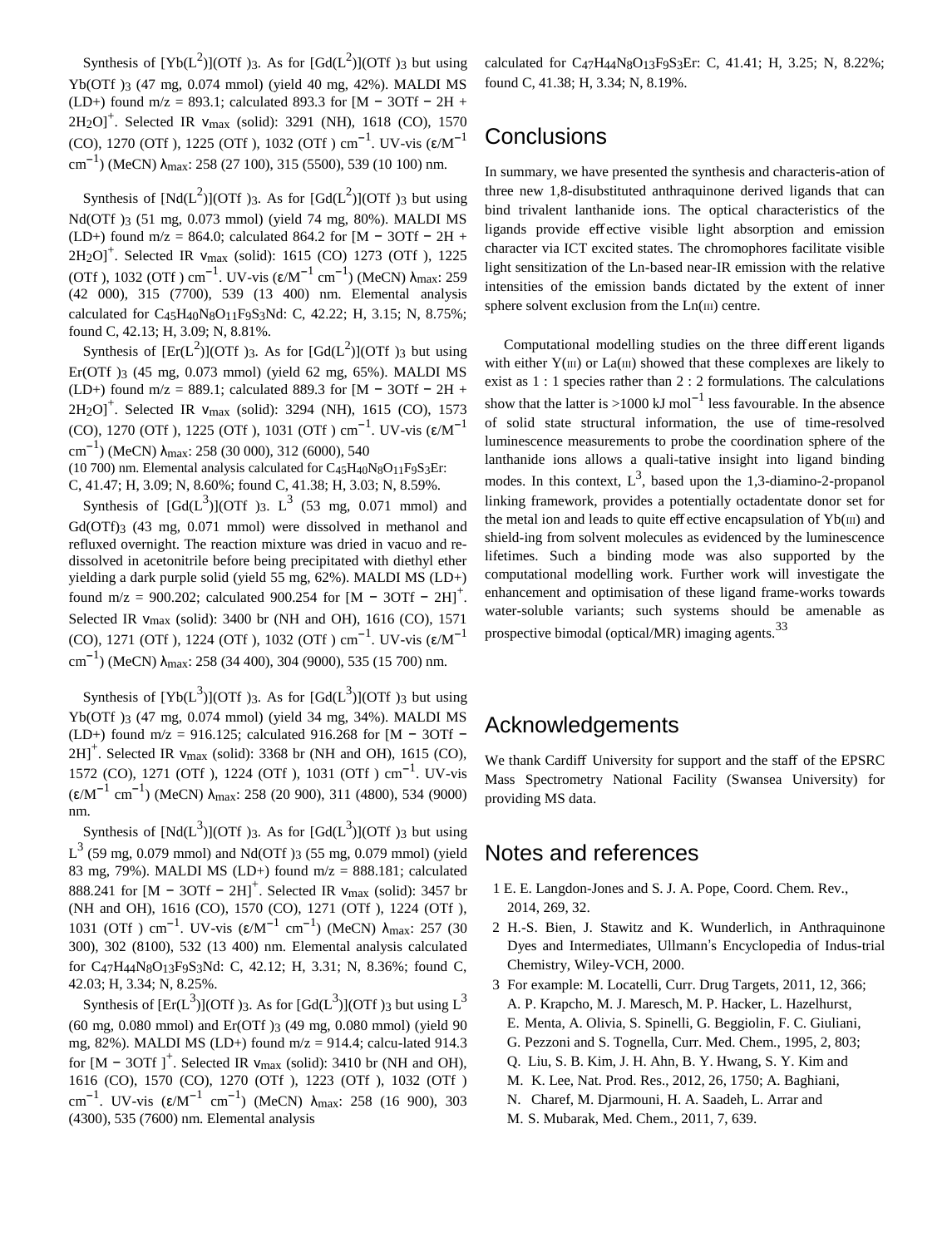Synthesis of $[Yb(L^2)](OTf)_3$. As for $[Gd(L^2)](OTf)_3$ but using $Yb(OTf)_3$ (47 mg, 0.074 mmol) (yield 40 mg, 42%). MALDI MS (LD+) found m/z = 893.1; calculated 893.3 for $[M - 3OTf - 2H + 2H_2O]^+$. Selected IR $\nu_{max}$ (solid): 3291 (NH), 1618 (CO), 1570 (CO), 1270 (OTf), 1225 (OTf), 1032 (OTf) $cm^{-1}$. UV-vis ($\varepsilon/M^{-1}$ $cm^{-1}$) (MeCN) $\lambda_{max}$: 258 (27 100), 315 (5500), 539 (10 100) nm.

Synthesis of $[Nd(L^2)](OTf)_3$. As for $[Gd(L^2)](OTf)_3$ but using $Nd(OTf)_3$ (51 mg, 0.073 mmol) (yield 74 mg, 80%). MALDI MS (LD+) found m/z = 864.0; calculated 864.2 for $[M - 3OTf - 2H + 2H_2O]^+$. Selected IR $\nu_{max}$ (solid): 1615 (CO) 1273 (OTf), 1225 (OTf), 1032 (OTf) $cm^{-1}$. UV-vis ($\varepsilon/M^{-1}$ $cm^{-1}$) (MeCN) $\lambda_{max}$: 259 (42 000), 315 (7700), 539 (13 400) nm. Elemental analysis calculated for $C_{45}H_{40}N_8O_{11}F_9S_3Nd$: C, 42.22; H, 3.15; N, 8.75%; found C, 42.13; H, 3.09; N, 8.81%.

Synthesis of $[Er(L^2)](OTf)_3$. As for $[Gd(L^2)](OTf)_3$ but using $Er(OTf)_3$ (45 mg, 0.073 mmol) (yield 62 mg, 65%). MALDI MS (LD+) found m/z = 889.1; calculated 889.3 for $[M - 3OTf - 2H + 2H_2O]^+$. Selected IR $\nu_{max}$ (solid): 3294 (NH), 1615 (CO), 1573 (CO), 1270 (OTf), 1225 (OTf), 1031 (OTf) $cm^{-1}$. UV-vis ($\varepsilon/M^{-1}$ $cm^{-1}$) (MeCN) $\lambda_{max}$: 258 (30 000), 312 (6000), 540 (10 700) nm. Elemental analysis calculated for $C_{45}H_{40}N_8O_{11}F_9S_3Er$: C, 41.47; H, 3.09; N, 8.60%; found C, 41.38; H, 3.03; N, 8.59%.

Synthesis of $[Gd(L^3)](OTf)_3$. $L^3$ (53 mg, 0.071 mmol) and $Gd(OTf)_3$ (43 mg, 0.071 mmol) were dissolved in methanol and refluxed overnight. The reaction mixture was dried in vacuo and re-dissolved in acetonitrile before being precipitated with diethyl ether yielding a dark purple solid (yield 55 mg, 62%). MALDI MS (LD+) found m/z = 900.202; calculated 900.254 for $[M - 3OTf - 2H]^+$. Selected IR $\nu_{max}$ (solid): 3400 br (NH and OH), 1616 (CO), 1571 (CO), 1271 (OTf), 1224 (OTf), 1032 (OTf) $cm^{-1}$. UV-vis ($\varepsilon/M^{-1}$ $cm^{-1}$) (MeCN) $\lambda_{max}$: 258 (34 400), 304 (9000), 535 (15 700) nm.

Synthesis of $[Yb(L^3)](OTf)_3$. As for $[Gd(L^3)](OTf)_3$ but using $Yb(OTf)_3$ (47 mg, 0.074 mmol) (yield 34 mg, 34%). MALDI MS (LD+) found m/z = 916.125; calculated 916.268 for $[M - 3OTf - 2H]^+$. Selected IR $\nu_{max}$ (solid): 3368 br (NH and OH), 1615 (CO), 1572 (CO), 1271 (OTf), 1224 (OTf), 1031 (OTf) $cm^{-1}$. UV-vis ($\varepsilon/M^{-1}$ $cm^{-1}$) (MeCN) $\lambda_{max}$: 258 (20 900), 311 (4800), 534 (9000) nm.

Synthesis of $[Nd(L^3)](OTf)_3$. As for $[Gd(L^3)](OTf)_3$ but using $L^3$ (59 mg, 0.079 mmol) and $Nd(OTf)_3$ (55 mg, 0.079 mmol) (yield 83 mg, 79%). MALDI MS (LD+) found m/z = 888.181; calculated 888.241 for $[M - 3OTf - 2H]^+$. Selected IR $\nu_{max}$ (solid): 3457 br (NH and OH), 1616 (CO), 1570 (CO), 1271 (OTf), 1224 (OTf), 1031 (OTf) $cm^{-1}$. UV-vis ($\varepsilon/M^{-1}$ $cm^{-1}$) (MeCN) $\lambda_{max}$: 257 (30 300), 302 (8100), 532 (13 400) nm. Elemental analysis calculated for $C_{47}H_{44}N_8O_{13}F_9S_3Nd$: C, 42.12; H, 3.31; N, 8.36%; found C, 42.03; H, 3.34; N, 8.25%.

Synthesis of $[Er(L^3)](OTf)_3$. As for $[Gd(L^3)](OTf)_3$ but using $L^3$ (60 mg, 0.080 mmol) and $Er(OTf)_3$ (49 mg, 0.080 mmol) (yield 90 mg, 82%). MALDI MS (LD+) found m/z = 914.4; calcu-lated 914.3 for $[M - 3OTf]^+$. Selected IR $\nu_{max}$ (solid): 3410 br (NH and OH), 1616 (CO), 1570 (CO), 1270 (OTf), 1223 (OTf), 1032 (OTf) $cm^{-1}$. UV-vis ($\varepsilon/M^{-1}$ $cm^{-1}$) (MeCN) $\lambda_{max}$: 258 (16 900), 303 (4300), 535 (7600) nm. Elemental analysis calculated for $C_{47}H_{44}N_8O_{13}F_9S_3Er$: C, 41.41; H, 3.25; N, 8.22%; found C, 41.38; H, 3.34; N, 8.19%.

## Conclusions

In summary, we have presented the synthesis and characteris-ation of three new 1,8-disubstituted anthraquinone derived ligands that can bind trivalent lanthanide ions. The optical characteristics of the ligands provide effective visible light absorption and emission character via ICT excited states. The chromophores facilitate visible light sensitization of the Ln-based near-IR emission with the relative intensities of the emission bands dictated by the extent of inner sphere solvent exclusion from the Ln(III) centre.

Computational modelling studies on the three different ligands with either Y(III) or La(III) showed that these complexes are likely to exist as 1 : 1 species rather than 2 : 2 formulations. The calculations show that the latter is >1000 kJ $mol^{-1}$ less favourable. In the absence of solid state structural information, the use of time-resolved luminescence measurements to probe the coordination sphere of the lanthanide ions allows a quali-tative insight into ligand binding modes. In this context, $L^3$, based upon the 1,3-diamino-2-propanol linking framework, provides a potentially octadentate donor set for the metal ion and leads to quite effective encapsulation of Yb(III) and shield-ing from solvent molecules as evidenced by the luminescence lifetimes. Such a binding mode was also supported by the computational modelling work. Further work will investigate the enhancement and optimisation of these ligand frame-works towards water-soluble variants; such systems should be amenable as prospective bimodal (optical/MR) imaging agents.[33]

## Acknowledgements

We thank Cardiff University for support and the staff of the EPSRC Mass Spectrometry National Facility (Swansea University) for providing MS data.

## Notes and references

1 E. E. Langdon-Jones and S. J. A. Pope, Coord. Chem. Rev., 2014, 269, 32.
2 H.-S. Bien, J. Stawitz and K. Wunderlich, in Anthraquinone Dyes and Intermediates, Ullmann's Encyclopedia of Indus-trial Chemistry, Wiley-VCH, 2000.
3 For example: M. Locatelli, Curr. Drug Targets, 2011, 12, 366; A. P. Krapcho, M. J. Maresch, M. P. Hacker, L. Hazelhurst, E. Menta, A. Olivia, S. Spinelli, G. Beggiolin, F. C. Giuliani, G. Pezzoni and S. Tognella, Curr. Med. Chem., 1995, 2, 803; Q. Liu, S. B. Kim, J. H. Ahn, B. Y. Hwang, S. Y. Kim and M. K. Lee, Nat. Prod. Res., 2012, 26, 1750; A. Baghiani, N. Charef, M. Djarmouni, H. A. Saadeh, L. Arrar and M. S. Mubarak, Med. Chem., 2011, 7, 639.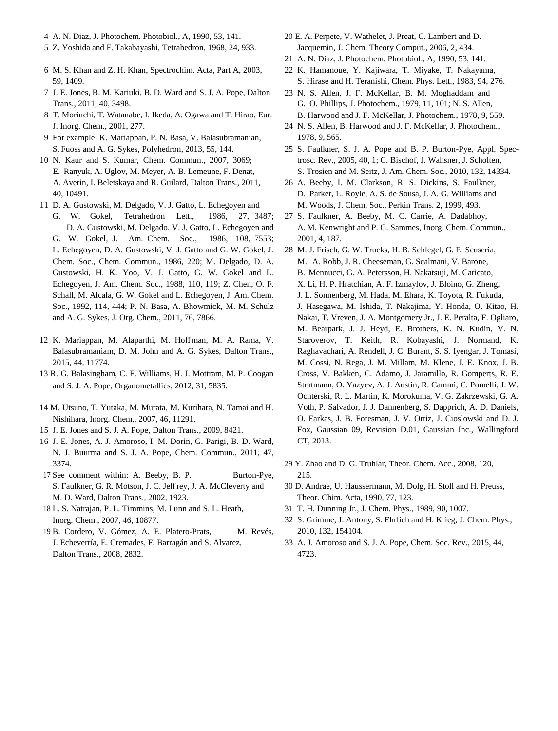4 A. N. Diaz, J. Photochem. Photobiol., A, 1990, 53, 141.

5 Z. Yoshida and F. Takabayashi, Tetrahedron, 1968, 24, 933.

6 M. S. Khan and Z. H. Khan, Spectrochim. Acta, Part A, 2003, 59, 1409.

7 J. E. Jones, B. M. Kariuki, B. D. Ward and S. J. A. Pope, Dalton Trans., 2011, 40, 3498.

8 T. Moriuchi, T. Watanabe, I. Ikeda, A. Ogawa and T. Hirao, Eur. J. Inorg. Chem., 2001, 277.

9 For example: K. Mariappan, P. N. Basa, V. Balasubramanian, S. Fuoss and A. G. Sykes, Polyhedron, 2013, 55, 144.

10 N. Kaur and S. Kumar, Chem. Commun., 2007, 3069; E. Ranyuk, A. Uglov, M. Meyer, A. B. Lemeune, F. Denat, A. Averin, I. Beletskaya and R. Guilard, Dalton Trans., 2011, 40, 10491.

11 D. A. Gustowski, M. Delgado, V. J. Gatto, L. Echegoyen and G. W. Gokel, Tetrahedron Lett., 1986, 27, 3487; D. A. Gustowski, M. Delgado, V. J. Gatto, L. Echegoyen and G. W. Gokel, J. Am. Chem. Soc., 1986, 108, 7553; L. Echegoyen, D. A. Gustowski, V. J. Gatto and G. W. Gokel, J. Chem. Soc., Chem. Commun., 1986, 220; M. Delgado, D. A. Gustowski, H. K. Yoo, V. J. Gatto, G. W. Gokel and L. Echegoyen, J. Am. Chem. Soc., 1988, 110, 119; Z. Chen, O. F. Schall, M. Alcala, G. W. Gokel and L. Echegoyen, J. Am. Chem. Soc., 1992, 114, 444; P. N. Basa, A. Bhowmick, M. M. Schulz and A. G. Sykes, J. Org. Chem., 2011, 76, 7866.

12 K. Mariappan, M. Alaparthi, M. Hoffman, M. A. Rama, V. Balasubramaniam, D. M. John and A. G. Sykes, Dalton Trans., 2015, 44, 11774.

13 R. G. Balasingham, C. F. Williams, H. J. Mottram, M. P. Coogan and S. J. A. Pope, Organometallics, 2012, 31, 5835.

14 M. Utsuno, T. Yutaka, M. Murata, M. Kurihara, N. Tamai and H. Nishihara, Inorg. Chem., 2007, 46, 11291.

15 J. E. Jones and S. J. A. Pope, Dalton Trans., 2009, 8421.

16 J. E. Jones, A. J. Amoroso, I. M. Dorin, G. Parigi, B. D. Ward, N. J. Buurma and S. J. A. Pope, Chem. Commun., 2011, 47, 3374.

17 See comment within: A. Beeby, B. P. Burton-Pye, S. Faulkner, G. R. Motson, J. C. Jeffrey, J. A. McCleverty and M. D. Ward, Dalton Trans., 2002, 1923.

18 L. S. Natrajan, P. L. Timmins, M. Lunn and S. L. Heath, Inorg. Chem., 2007, 46, 10877.

19 B. Cordero, V. Gómez, A. E. Platero-Prats, M. Revés, J. Echeverría, E. Cremades, F. Barragán and S. Alvarez, Dalton Trans., 2008, 2832.

20 E. A. Perpete, V. Wathelet, J. Preat, C. Lambert and D. Jacquemin, J. Chem. Theory Comput., 2006, 2, 434.

21 A. N. Diaz, J. Photochem. Photobiol., A, 1990, 53, 141.

22 K. Hamanoue, Y. Kajiwara, T. Miyake, T. Nakayama, S. Hirase and H. Teranishi, Chem. Phys. Lett., 1983, 94, 276.

23 N. S. Allen, J. F. McKellar, B. M. Moghaddam and G. O. Phillips, J. Photochem., 1979, 11, 101; N. S. Allen, B. Harwood and J. F. McKellar, J. Photochem., 1978, 9, 559.

24 N. S. Allen, B. Harwood and J. F. McKellar, J. Photochem., 1978, 9, 565.

25 S. Faulkner, S. J. A. Pope and B. P. Burton-Pye, Appl. Spectrosc. Rev., 2005, 40, 1; C. Bischof, J. Wahsner, J. Scholten, S. Trosien and M. Seitz, J. Am. Chem. Soc., 2010, 132, 14334.

26 A. Beeby, I. M. Clarkson, R. S. Dickins, S. Faulkner, D. Parker, L. Royle, A. S. de Sousa, J. A. G. Williams and M. Woods, J. Chem. Soc., Perkin Trans. 2, 1999, 493.

27 S. Faulkner, A. Beeby, M. C. Carrie, A. Dadabhoy, A. M. Kenwright and P. G. Sammes, Inorg. Chem. Commun., 2001, 4, 187.

28 M. J. Frisch, G. W. Trucks, H. B. Schlegel, G. E. Scuseria, M. A. Robb, J. R. Cheeseman, G. Scalmani, V. Barone, B. Mennucci, G. A. Petersson, H. Nakatsuji, M. Caricato, X. Li, H. P. Hratchian, A. F. Izmaylov, J. Bloino, G. Zheng, J. L. Sonnenberg, M. Hada, M. Ehara, K. Toyota, R. Fukuda, J. Hasegawa, M. Ishida, T. Nakajima, Y. Honda, O. Kitao, H. Nakai, T. Vreven, J. A. Montgomery Jr., J. E. Peralta, F. Ogliaro, M. Bearpark, J. J. Heyd, E. Brothers, K. N. Kudin, V. N. Staroverov, T. Keith, R. Kobayashi, J. Normand, K. Raghavachari, A. Rendell, J. C. Burant, S. S. Iyengar, J. Tomasi, M. Cossi, N. Rega, J. M. Millam, M. Klene, J. E. Knox, J. B. Cross, V. Bakken, C. Adamo, J. Jaramillo, R. Gomperts, R. E. Stratmann, O. Yazyev, A. J. Austin, R. Cammi, C. Pomelli, J. W. Ochterski, R. L. Martin, K. Morokuma, V. G. Zakrzewski, G. A. Voth, P. Salvador, J. J. Dannenberg, S. Dapprich, A. D. Daniels, O. Farkas, J. B. Foresman, J. V. Ortiz, J. Cioslowski and D. J. Fox, Gaussian 09, Revision D.01, Gaussian Inc., Wallingford CT, 2013.

29 Y. Zhao and D. G. Truhlar, Theor. Chem. Acc., 2008, 120, 215.

30 D. Andrae, U. Haussermann, M. Dolg, H. Stoll and H. Preuss, Theor. Chim. Acta, 1990, 77, 123.

31 T. H. Dunning Jr., J. Chem. Phys., 1989, 90, 1007.

32 S. Grimme, J. Antony, S. Ehrlich and H. Krieg, J. Chem. Phys., 2010, 132, 154104.

33 A. J. Amoroso and S. J. A. Pope, Chem. Soc. Rev., 2015, 44, 4723.